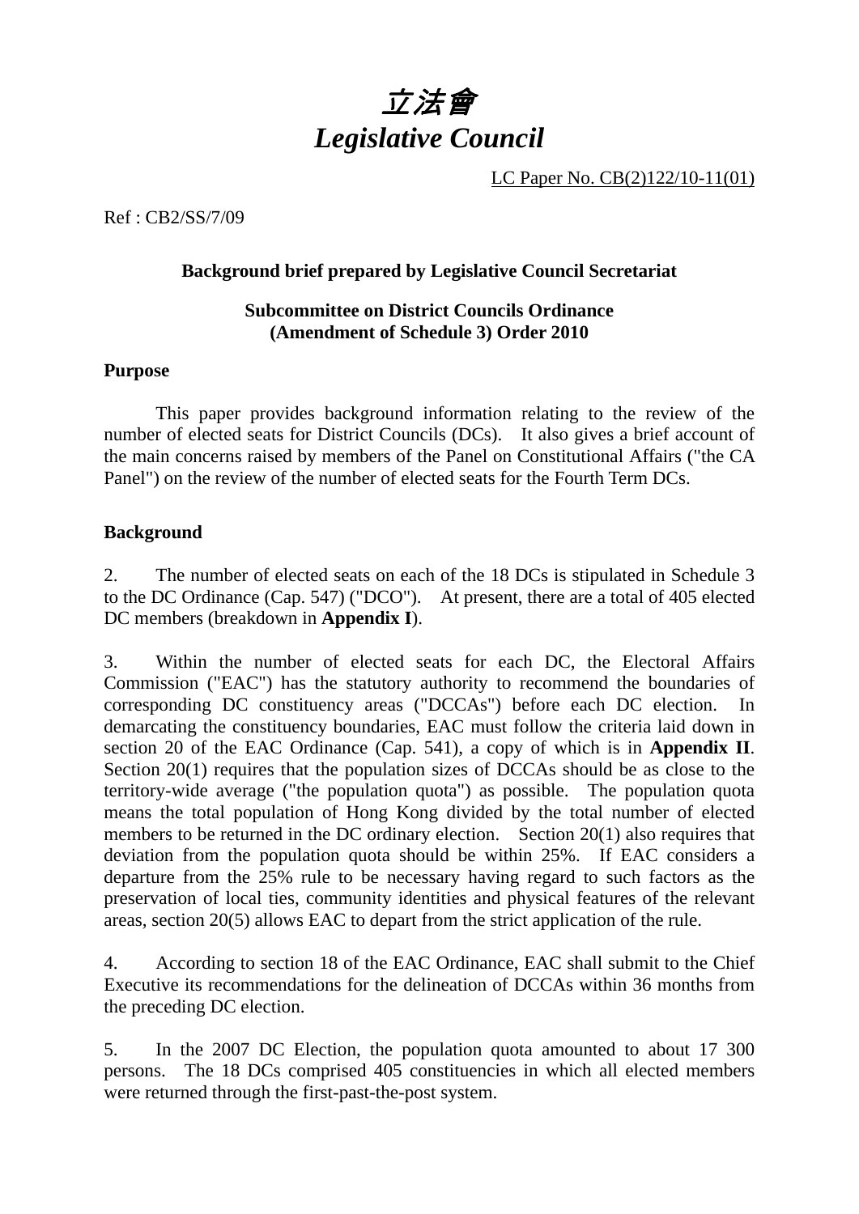# *立法會*
# *Legislative Council*

LC Paper No. CB(2)122/10-11(01)

Ref : CB2/SS/7/09

**Background brief prepared by Legislative Council Secretariat**

**Subcommittee on District Councils Ordinance (Amendment of Schedule 3) Order 2010**

**Purpose**

This paper provides background information relating to the review of the number of elected seats for District Councils (DCs). It also gives a brief account of the main concerns raised by members of the Panel on Constitutional Affairs ("the CA Panel") on the review of the number of elected seats for the Fourth Term DCs.

**Background**

2. The number of elected seats on each of the 18 DCs is stipulated in Schedule 3 to the DC Ordinance (Cap. 547) ("DCO"). At present, there are a total of 405 elected DC members (breakdown in **Appendix I**).

3. Within the number of elected seats for each DC, the Electoral Affairs Commission ("EAC") has the statutory authority to recommend the boundaries of corresponding DC constituency areas ("DCCAs") before each DC election. In demarcating the constituency boundaries, EAC must follow the criteria laid down in section 20 of the EAC Ordinance (Cap. 541), a copy of which is in **Appendix II**. Section 20(1) requires that the population sizes of DCCAs should be as close to the territory-wide average ("the population quota") as possible. The population quota means the total population of Hong Kong divided by the total number of elected members to be returned in the DC ordinary election. Section 20(1) also requires that deviation from the population quota should be within 25%. If EAC considers a departure from the 25% rule to be necessary having regard to such factors as the preservation of local ties, community identities and physical features of the relevant areas, section 20(5) allows EAC to depart from the strict application of the rule.

4. According to section 18 of the EAC Ordinance, EAC shall submit to the Chief Executive its recommendations for the delineation of DCCAs within 36 months from the preceding DC election.

5. In the 2007 DC Election, the population quota amounted to about 17 300 persons. The 18 DCs comprised 405 constituencies in which all elected members were returned through the first-past-the-post system.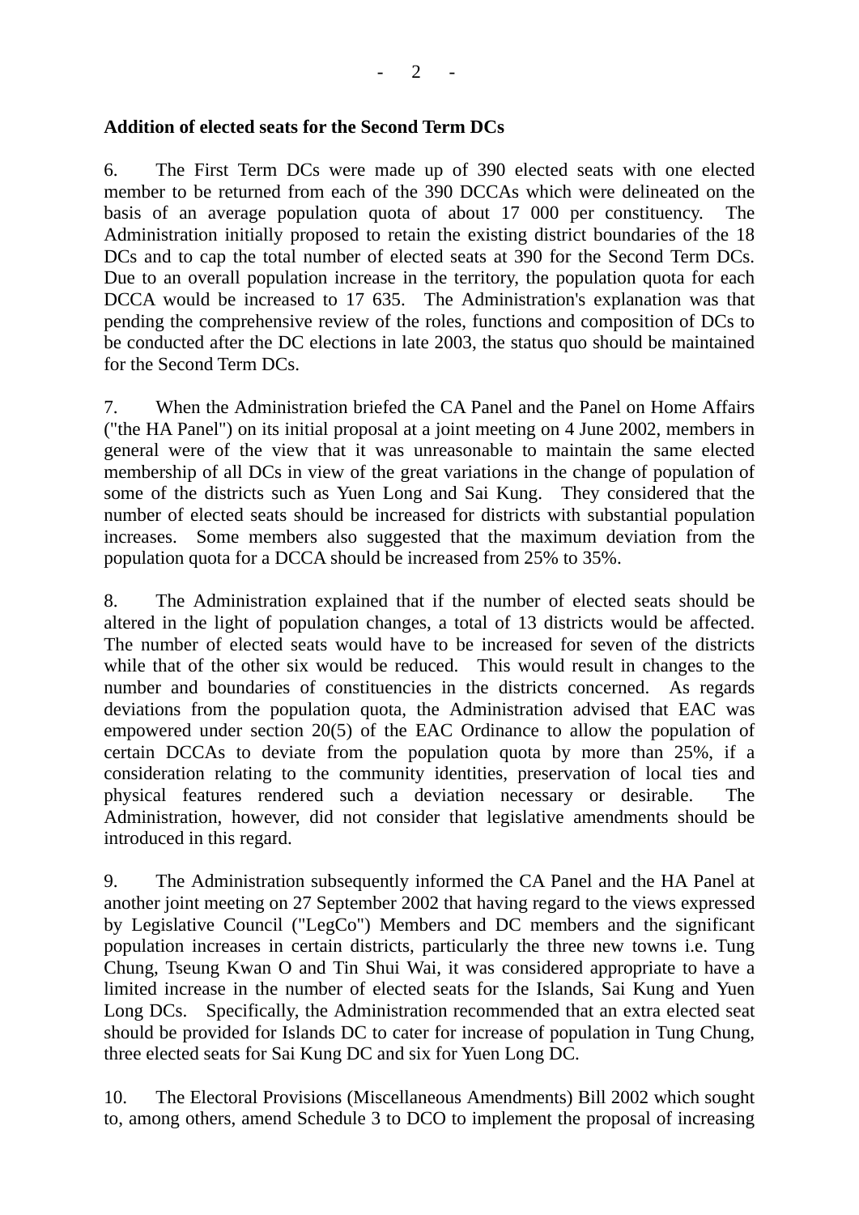**Addition of elected seats for the Second Term DCs**

6. The First Term DCs were made up of 390 elected seats with one elected member to be returned from each of the 390 DCCAs which were delineated on the basis of an average population quota of about 17 000 per constituency. The Administration initially proposed to retain the existing district boundaries of the 18 DCs and to cap the total number of elected seats at 390 for the Second Term DCs. Due to an overall population increase in the territory, the population quota for each DCCA would be increased to 17 635. The Administration's explanation was that pending the comprehensive review of the roles, functions and composition of DCs to be conducted after the DC elections in late 2003, the status quo should be maintained for the Second Term DCs.

7. When the Administration briefed the CA Panel and the Panel on Home Affairs ("the HA Panel") on its initial proposal at a joint meeting on 4 June 2002, members in general were of the view that it was unreasonable to maintain the same elected membership of all DCs in view of the great variations in the change of population of some of the districts such as Yuen Long and Sai Kung. They considered that the number of elected seats should be increased for districts with substantial population increases. Some members also suggested that the maximum deviation from the population quota for a DCCA should be increased from 25% to 35%.

8. The Administration explained that if the number of elected seats should be altered in the light of population changes, a total of 13 districts would be affected. The number of elected seats would have to be increased for seven of the districts while that of the other six would be reduced. This would result in changes to the number and boundaries of constituencies in the districts concerned. As regards deviations from the population quota, the Administration advised that EAC was empowered under section 20(5) of the EAC Ordinance to allow the population of certain DCCAs to deviate from the population quota by more than 25%, if a consideration relating to the community identities, preservation of local ties and physical features rendered such a deviation necessary or desirable. The Administration, however, did not consider that legislative amendments should be introduced in this regard.

9. The Administration subsequently informed the CA Panel and the HA Panel at another joint meeting on 27 September 2002 that having regard to the views expressed by Legislative Council ("LegCo") Members and DC members and the significant population increases in certain districts, particularly the three new towns i.e. Tung Chung, Tseung Kwan O and Tin Shui Wai, it was considered appropriate to have a limited increase in the number of elected seats for the Islands, Sai Kung and Yuen Long DCs. Specifically, the Administration recommended that an extra elected seat should be provided for Islands DC to cater for increase of population in Tung Chung, three elected seats for Sai Kung DC and six for Yuen Long DC.

10. The Electoral Provisions (Miscellaneous Amendments) Bill 2002 which sought to, among others, amend Schedule 3 to DCO to implement the proposal of increasing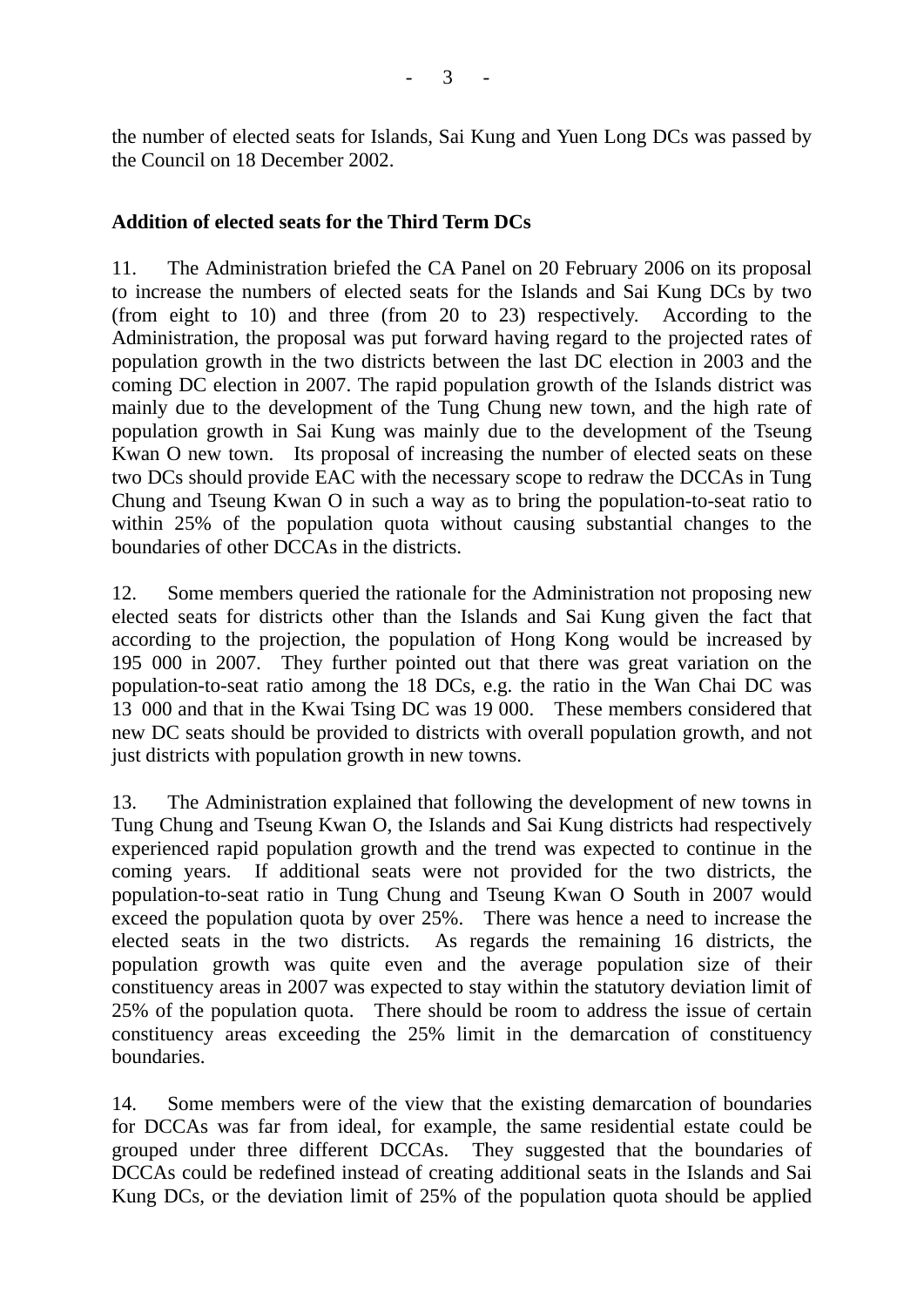the number of elected seats for Islands, Sai Kung and Yuen Long DCs was passed by the Council on 18 December 2002.

**Addition of elected seats for the Third Term DCs**

11. The Administration briefed the CA Panel on 20 February 2006 on its proposal to increase the numbers of elected seats for the Islands and Sai Kung DCs by two (from eight to 10) and three (from 20 to 23) respectively. According to the Administration, the proposal was put forward having regard to the projected rates of population growth in the two districts between the last DC election in 2003 and the coming DC election in 2007. The rapid population growth of the Islands district was mainly due to the development of the Tung Chung new town, and the high rate of population growth in Sai Kung was mainly due to the development of the Tseung Kwan O new town. Its proposal of increasing the number of elected seats on these two DCs should provide EAC with the necessary scope to redraw the DCCAs in Tung Chung and Tseung Kwan O in such a way as to bring the population-to-seat ratio to within 25% of the population quota without causing substantial changes to the boundaries of other DCCAs in the districts.

12. Some members queried the rationale for the Administration not proposing new elected seats for districts other than the Islands and Sai Kung given the fact that according to the projection, the population of Hong Kong would be increased by 195 000 in 2007. They further pointed out that there was great variation on the population-to-seat ratio among the 18 DCs, e.g. the ratio in the Wan Chai DC was 13 000 and that in the Kwai Tsing DC was 19 000. These members considered that new DC seats should be provided to districts with overall population growth, and not just districts with population growth in new towns.

13. The Administration explained that following the development of new towns in Tung Chung and Tseung Kwan O, the Islands and Sai Kung districts had respectively experienced rapid population growth and the trend was expected to continue in the coming years. If additional seats were not provided for the two districts, the population-to-seat ratio in Tung Chung and Tseung Kwan O South in 2007 would exceed the population quota by over 25%. There was hence a need to increase the elected seats in the two districts. As regards the remaining 16 districts, the population growth was quite even and the average population size of their constituency areas in 2007 was expected to stay within the statutory deviation limit of 25% of the population quota. There should be room to address the issue of certain constituency areas exceeding the 25% limit in the demarcation of constituency boundaries.

14. Some members were of the view that the existing demarcation of boundaries for DCCAs was far from ideal, for example, the same residential estate could be grouped under three different DCCAs. They suggested that the boundaries of DCCAs could be redefined instead of creating additional seats in the Islands and Sai Kung DCs, or the deviation limit of 25% of the population quota should be applied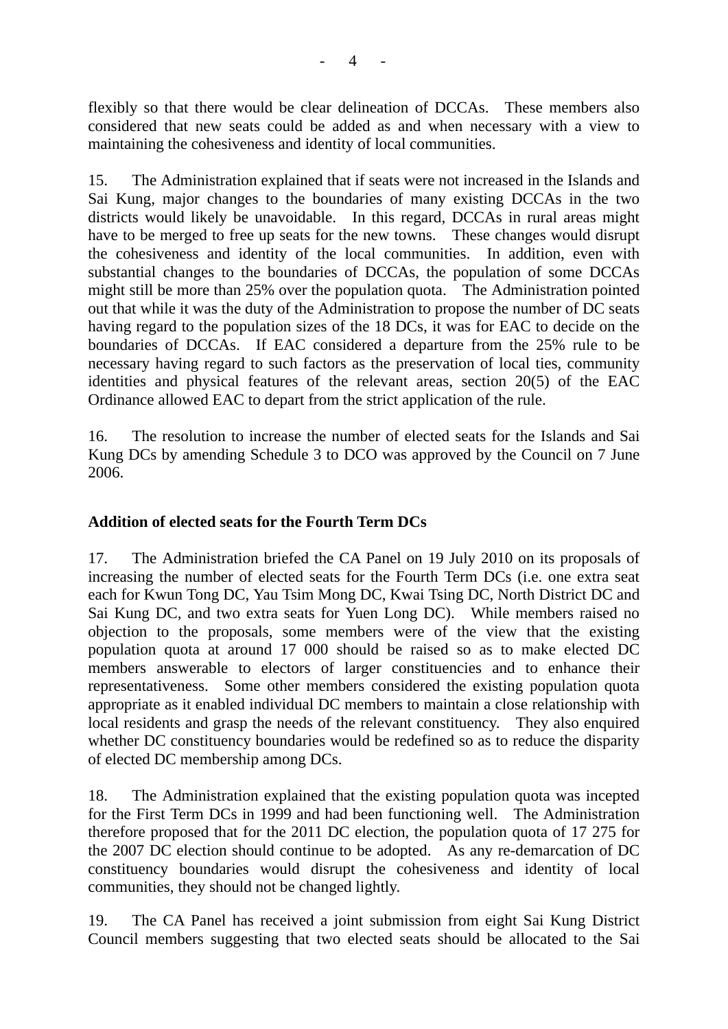flexibly so that there would be clear delineation of DCCAs. These members also considered that new seats could be added as and when necessary with a view to maintaining the cohesiveness and identity of local communities.

15. The Administration explained that if seats were not increased in the Islands and Sai Kung, major changes to the boundaries of many existing DCCAs in the two districts would likely be unavoidable. In this regard, DCCAs in rural areas might have to be merged to free up seats for the new towns. These changes would disrupt the cohesiveness and identity of the local communities. In addition, even with substantial changes to the boundaries of DCCAs, the population of some DCCAs might still be more than 25% over the population quota. The Administration pointed out that while it was the duty of the Administration to propose the number of DC seats having regard to the population sizes of the 18 DCs, it was for EAC to decide on the boundaries of DCCAs. If EAC considered a departure from the 25% rule to be necessary having regard to such factors as the preservation of local ties, community identities and physical features of the relevant areas, section 20(5) of the EAC Ordinance allowed EAC to depart from the strict application of the rule.

16. The resolution to increase the number of elected seats for the Islands and Sai Kung DCs by amending Schedule 3 to DCO was approved by the Council on 7 June 2006.

**Addition of elected seats for the Fourth Term DCs**

17. The Administration briefed the CA Panel on 19 July 2010 on its proposals of increasing the number of elected seats for the Fourth Term DCs (i.e. one extra seat each for Kwun Tong DC, Yau Tsim Mong DC, Kwai Tsing DC, North District DC and Sai Kung DC, and two extra seats for Yuen Long DC). While members raised no objection to the proposals, some members were of the view that the existing population quota at around 17 000 should be raised so as to make elected DC members answerable to electors of larger constituencies and to enhance their representativeness. Some other members considered the existing population quota appropriate as it enabled individual DC members to maintain a close relationship with local residents and grasp the needs of the relevant constituency. They also enquired whether DC constituency boundaries would be redefined so as to reduce the disparity of elected DC membership among DCs.

18. The Administration explained that the existing population quota was incepted for the First Term DCs in 1999 and had been functioning well. The Administration therefore proposed that for the 2011 DC election, the population quota of 17 275 for the 2007 DC election should continue to be adopted. As any re-demarcation of DC constituency boundaries would disrupt the cohesiveness and identity of local communities, they should not be changed lightly.

19. The CA Panel has received a joint submission from eight Sai Kung District Council members suggesting that two elected seats should be allocated to the Sai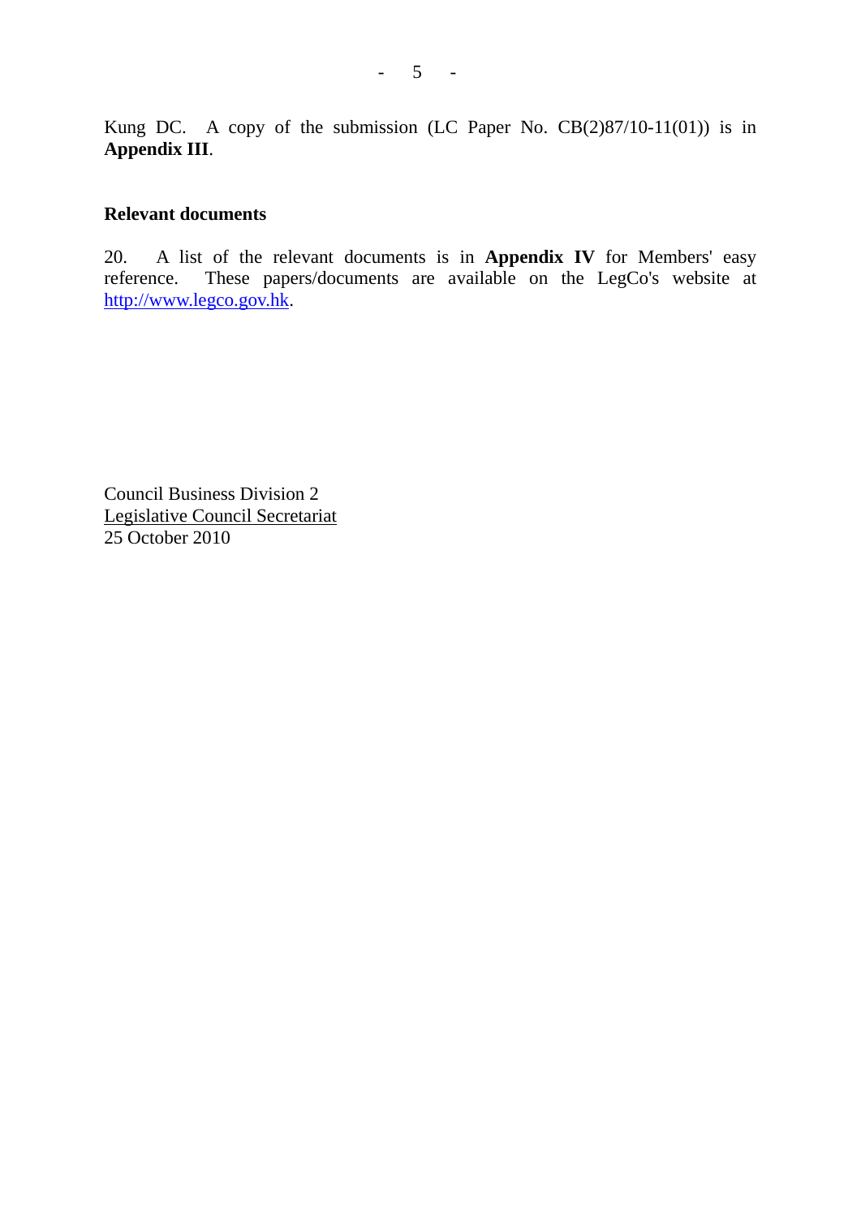Kung DC. A copy of the submission (LC Paper No. CB(2)87/10-11(01)) is in **Appendix III**.

**Relevant documents**

20. A list of the relevant documents is in **Appendix IV** for Members' easy reference. These papers/documents are available on the LegCo's website at http://www.legco.gov.hk.

Council Business Division 2
Legislative Council Secretariat
25 October 2010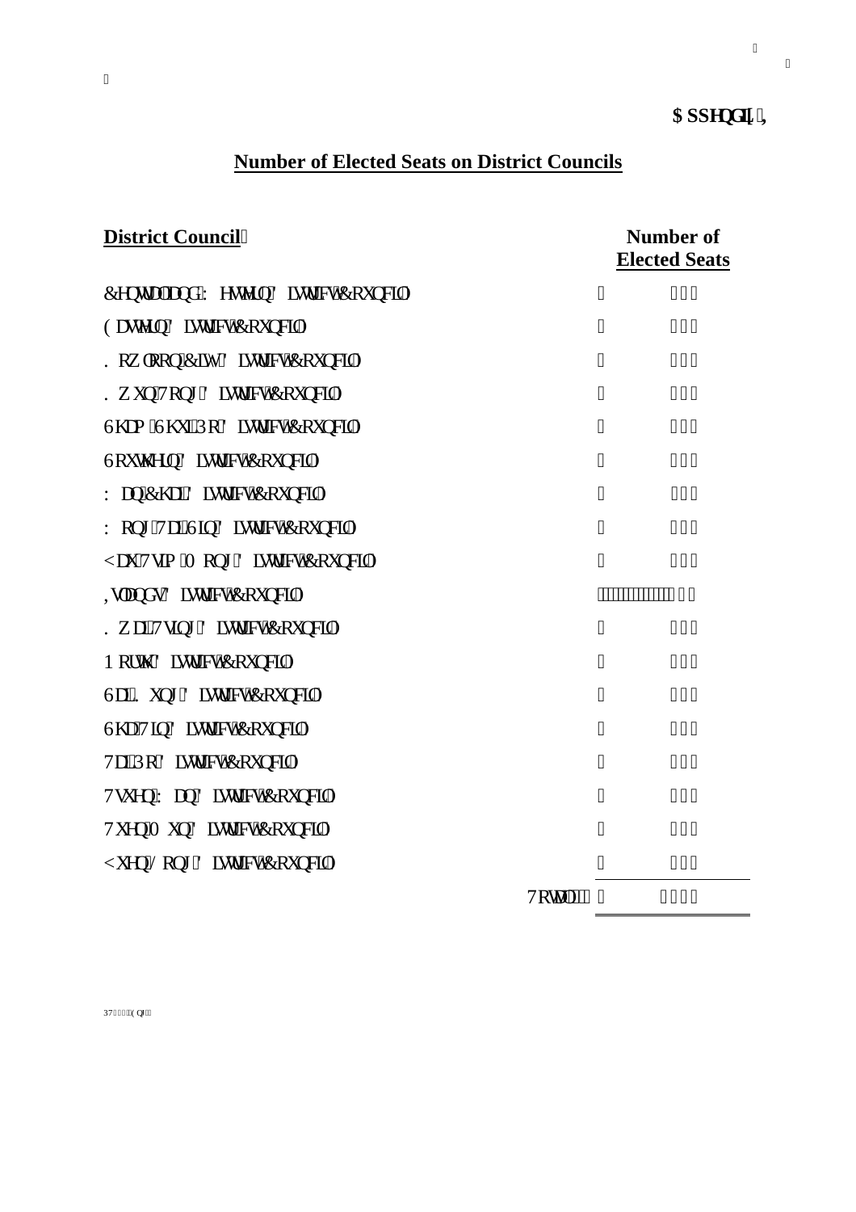**Appendix I**

## Number of Elected Seats on District Councils

| District Council | Number of Elected Seats |
|---|---|
| Central and Western District Council | |
| Eastern District Council | |
| Kowloon City District Council | |
| Kwun Tong District Council | |
| Sham Shui Po District Council | |
| Southern District Council | |
| Wan Chai District Council | |
| Wong Tai Sin District Council | |
| Yau Tsim Mong District Council | |
| Islands District Council | |
| Kwai Tsing District Council | |
| North District Council | |
| Sai Kung District Council | |
| Sha Tin District Council | |
| Tai Po District Council | |
| Tsuen Wan District Council | |
| Tuen Mun District Council | |
| Yuen Long District Council | |
| Total | |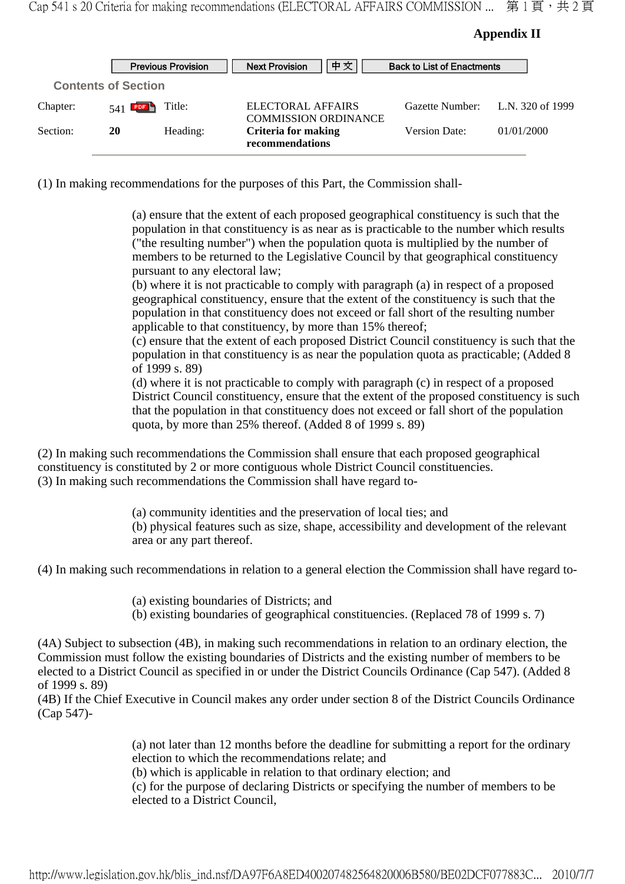**Appendix II**

Previous Provision | Next Provision | 中文 | Back to List of Enactments

**Contents of Section**

| Chapter: | 541 | Title: | ELECTORAL AFFAIRS COMMISSION ORDINANCE | Gazette Number: | L.N. 320 of 1999 |
|---|---|---|---|---|---|
| Section: | **20** | Heading: | **Criteria for making recommendations** | Version Date: | 01/01/2000 |

(1) In making recommendations for the purposes of this Part, the Commission shall-

(a) ensure that the extent of each proposed geographical constituency is such that the population in that constituency is as near as is practicable to the number which results ("the resulting number") when the population quota is multiplied by the number of members to be returned to the Legislative Council by that geographical constituency pursuant to any electoral law;
(b) where it is not practicable to comply with paragraph (a) in respect of a proposed geographical constituency, ensure that the extent of the constituency is such that the population in that constituency does not exceed or fall short of the resulting number applicable to that constituency, by more than 15% thereof;
(c) ensure that the extent of each proposed District Council constituency is such that the population in that constituency is as near the population quota as practicable; (Added 8 of 1999 s. 89)
(d) where it is not practicable to comply with paragraph (c) in respect of a proposed District Council constituency, ensure that the extent of the proposed constituency is such that the population in that constituency does not exceed or fall short of the population quota, by more than 25% thereof. (Added 8 of 1999 s. 89)

(2) In making such recommendations the Commission shall ensure that each proposed geographical constituency is constituted by 2 or more contiguous whole District Council constituencies.
(3) In making such recommendations the Commission shall have regard to-

(a) community identities and the preservation of local ties; and
(b) physical features such as size, shape, accessibility and development of the relevant area or any part thereof.

(4) In making such recommendations in relation to a general election the Commission shall have regard to-

(a) existing boundaries of Districts; and
(b) existing boundaries of geographical constituencies. (Replaced 78 of 1999 s. 7)

(4A) Subject to subsection (4B), in making such recommendations in relation to an ordinary election, the Commission must follow the existing boundaries of Districts and the existing number of members to be elected to a District Council as specified in or under the District Councils Ordinance (Cap 547). (Added 8 of 1999 s. 89)
(4B) If the Chief Executive in Council makes any order under section 8 of the District Councils Ordinance (Cap 547)-

(a) not later than 12 months before the deadline for submitting a report for the ordinary election to which the recommendations relate; and
(b) which is applicable in relation to that ordinary election; and
(c) for the purpose of declaring Districts or specifying the number of members to be elected to a District Council,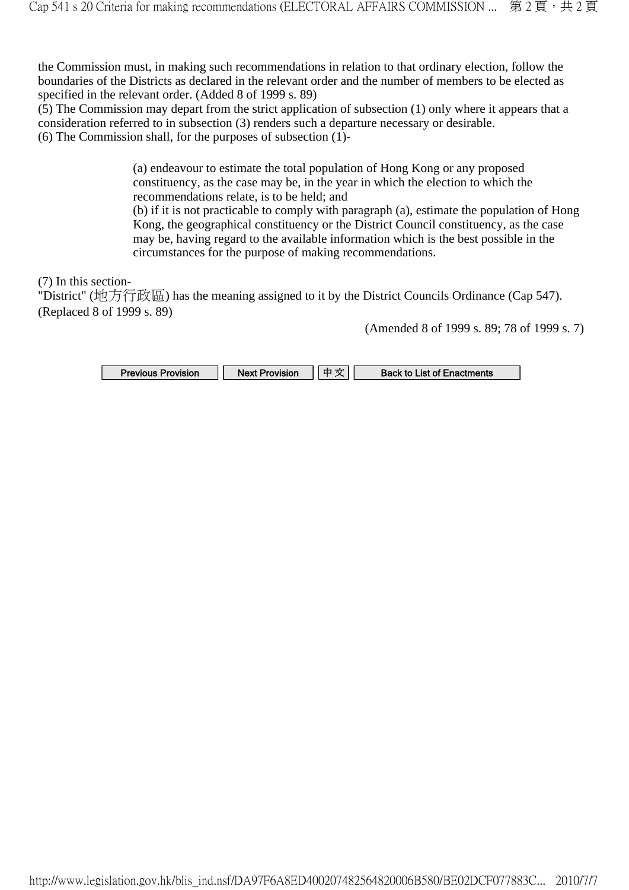the Commission must, in making such recommendations in relation to that ordinary election, follow the boundaries of the Districts as declared in the relevant order and the number of members to be elected as specified in the relevant order. (Added 8 of 1999 s. 89)

(5) The Commission may depart from the strict application of subsection (1) only where it appears that a consideration referred to in subsection (3) renders such a departure necessary or desirable.

(6) The Commission shall, for the purposes of subsection (1)-

> (a) endeavour to estimate the total population of Hong Kong or any proposed constituency, as the case may be, in the year in which the election to which the recommendations relate, is to be held; and
>
> (b) if it is not practicable to comply with paragraph (a), estimate the population of Hong Kong, the geographical constituency or the District Council constituency, as the case may be, having regard to the available information which is the best possible in the circumstances for the purpose of making recommendations.

(7) In this section-

"District" (地方行政區) has the meaning assigned to it by the District Councils Ordinance (Cap 547). (Replaced 8 of 1999 s. 89)

(Amended 8 of 1999 s. 89; 78 of 1999 s. 7)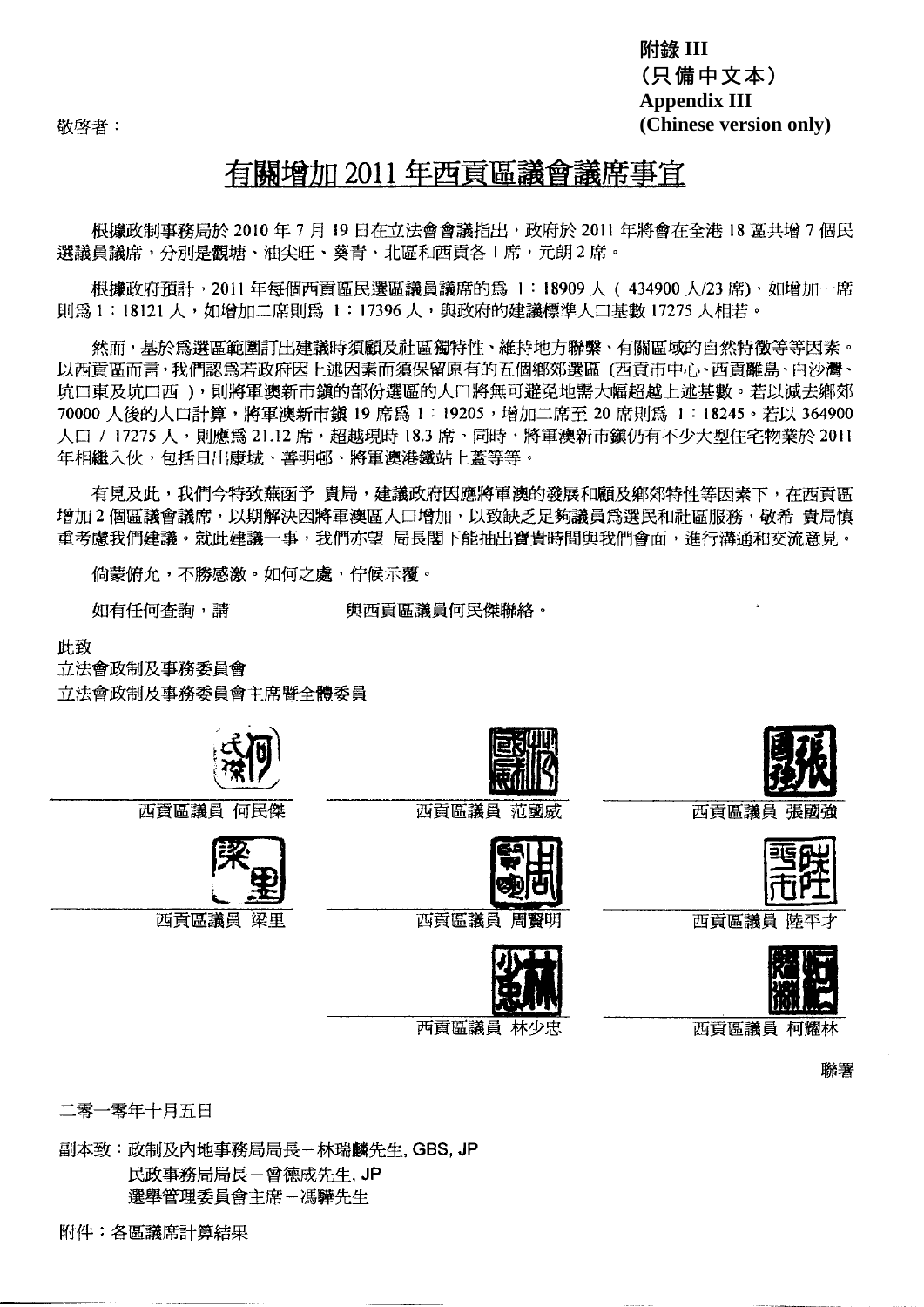**附錄 III**
**(只備中文本)**
**Appendix III**
**(Chinese version only)**

敬啓者：

# 有關增加 2011 年西貢區議會議席事宜

根據政制事務局於 2010 年 7 月 19 日在立法會會議指出，政府於 2011 年將會在全港 18 區共增 7 個民選議員議席，分別是觀塘、油尖旺、葵青、北區和西貢各 1 席，元朗 2 席。

根據政府預計，2011 年每個西貢區民選區議員議席的爲 1：18909 人（434900 人/23 席），如增加一席則爲 1：18121 人，如增加二席則爲 1：17396 人，與政府的建議標準人口基數 17275 人相若。

然而，基於爲選區範圍訂出建議時須顧及社區獨特性、維持地方聯繫、有關區域的自然特徵等等因素。以西貢區而言，我們認爲若政府因上述因素而須保留原有的五個鄉郊選區（西貢市中心、西貢離島、白沙灣、坑口東及坑口西），則將軍澳新市鎮的部份選區的人口將無可避免地需大幅超越上述基數。若以減去鄉郊 70000 人後的人口計算，將軍澳新市鎮 19 席爲 1：19205，增加二席至 20 席則爲 1：18245。若以 364900 人口 / 17275 人，則應爲 21.12 席，超越現時 18.3 席。同時，將軍澳新市鎮仍有不少大型住宅物業於 2011 年相繼入伙，包括日出康城、善明邨、將軍澳港鐵站上蓋等等。

有見及此，我們今特致蕪函予 貴局，建議政府因應將軍澳的發展和顧及鄉郊特性等因素下，在西貢區增加 2 個區議會議席，以期解決因將軍澳區人口增加，以致缺乏足夠議員爲選民和社區服務，敬希 貴局慎重考慮我們建議。就此建議一事，我們亦望 局長閣下能抽出寶貴時間與我們會面，進行溝通和交流意見。

倘蒙俯允，不勝感激。如何之處，佇候示覆。

如有任何查詢，請　　　　　　與西貢區議員何民傑聯絡。

此致

立法會政制及事務委員會

立法會政制及事務委員會主席暨全體委員

西貢區議員 何民傑　　西貢區議員 范國威　　西貢區議員 張國強

西貢區議員 梁里　　西貢區議員 周賢明　　西貢區議員 陸平才

西貢區議員 林少忠　　西貢區議員 柯耀林

聯署

二零一零年十月五日

副本致：政制及內地事務局局長－林瑞麟先生, GBS, JP

民政事務局局長－曾德成先生, JP

選舉管理委員會主席－馮驊先生

附件：各區議席計算結果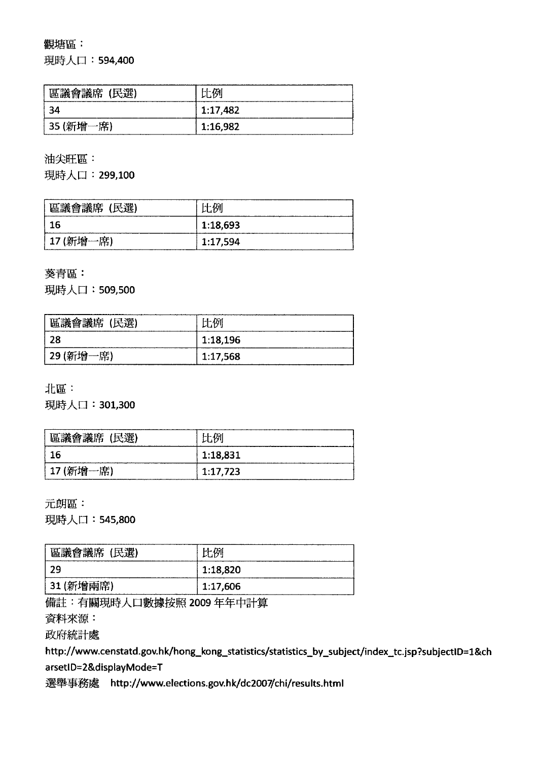觀塘區：

現時人口：594,400

| 區議會議席 (民選) | 比例 |
|---|---|
| 34 | 1:17,482 |
| 35 (新增一席) | 1:16,982 |

油尖旺區：

現時人口：299,100

| 區議會議席 (民選) | 比例 |
|---|---|
| 16 | 1:18,693 |
| 17 (新增一席) | 1:17,594 |

葵青區：

現時人口：509,500

| 區議會議席 (民選) | 比例 |
|---|---|
| 28 | 1:18,196 |
| 29 (新增一席) | 1:17,568 |

北區：

現時人口：301,300

| 區議會議席 (民選) | 比例 |
|---|---|
| 16 | 1:18,831 |
| 17 (新增一席) | 1:17,723 |

元朗區：

現時人口：545,800

| 區議會議席 (民選) | 比例 |
|---|---|
| 29 | 1:18,820 |
| 31 (新增兩席) | 1:17,606 |

備註：有關現時人口數據按照 2009 年年中計算

資料來源：

政府統計處

http://www.censtatd.gov.hk/hong_kong_statistics/statistics_by_subject/index_tc.jsp?subjectID=1&charsetID=2&displayMode=T

選舉事務處　http://www.elections.gov.hk/dc2007/chi/results.html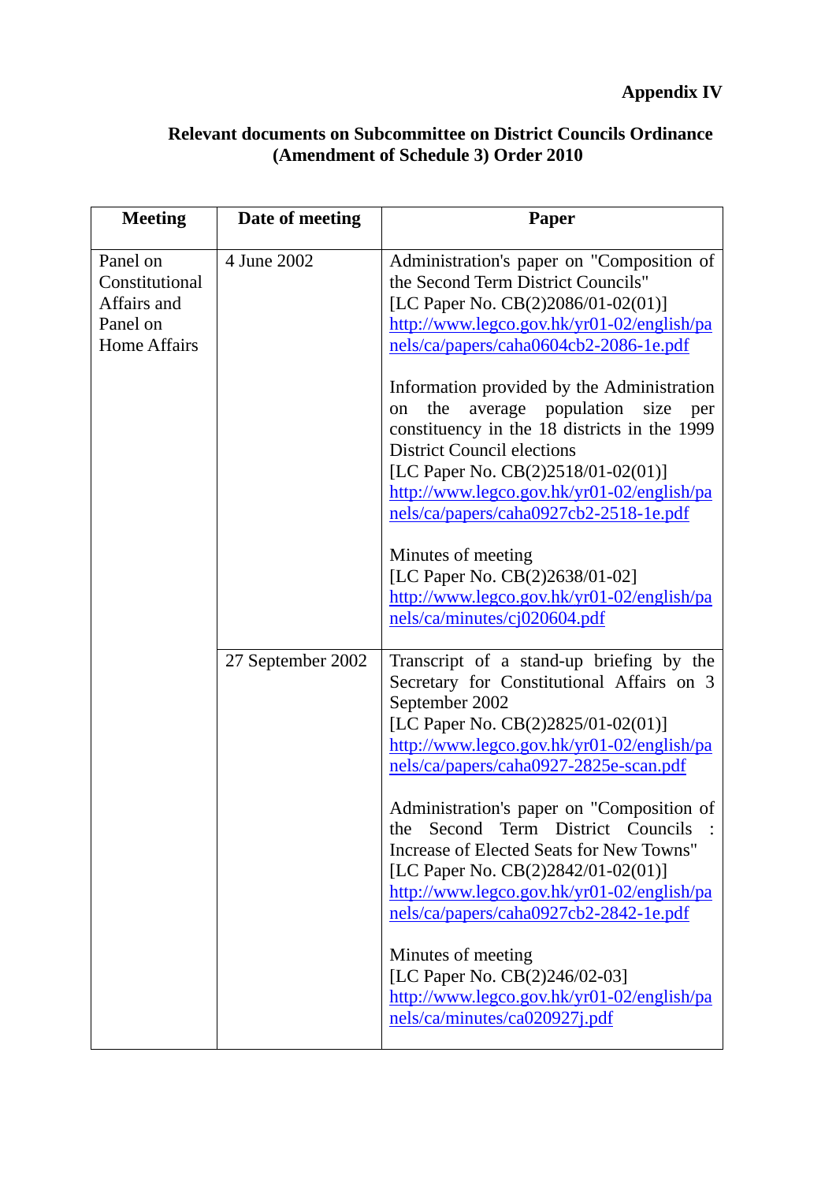**Appendix IV**

**Relevant documents on Subcommittee on District Councils Ordinance (Amendment of Schedule 3) Order 2010**

| Meeting | Date of meeting | Paper |
|---|---|---|
| Panel on Constitutional Affairs and Panel on Home Affairs | 4 June 2002 | Administration's paper on "Composition of the Second Term District Councils" [LC Paper No. CB(2)2086/01-02(01)] http://www.legco.gov.hk/yr01-02/english/panels/ca/papers/caha0604cb2-2086-1e.pdf <br><br> Information provided by the Administration on the average population size per constituency in the 18 districts in the 1999 District Council elections [LC Paper No. CB(2)2518/01-02(01)] http://www.legco.gov.hk/yr01-02/english/panels/ca/papers/caha0927cb2-2518-1e.pdf <br><br> Minutes of meeting [LC Paper No. CB(2)2638/01-02] http://www.legco.gov.hk/yr01-02/english/panels/ca/minutes/cj020604.pdf |
| | 27 September 2002 | Transcript of a stand-up briefing by the Secretary for Constitutional Affairs on 3 September 2002 [LC Paper No. CB(2)2825/01-02(01)] http://www.legco.gov.hk/yr01-02/english/panels/ca/papers/caha0927-2825e-scan.pdf <br><br> Administration's paper on "Composition of the Second Term District Councils : Increase of Elected Seats for New Towns" [LC Paper No. CB(2)2842/01-02(01)] http://www.legco.gov.hk/yr01-02/english/panels/ca/papers/caha0927cb2-2842-1e.pdf <br><br> Minutes of meeting [LC Paper No. CB(2)246/02-03] http://www.legco.gov.hk/yr01-02/english/panels/ca/minutes/ca020927j.pdf |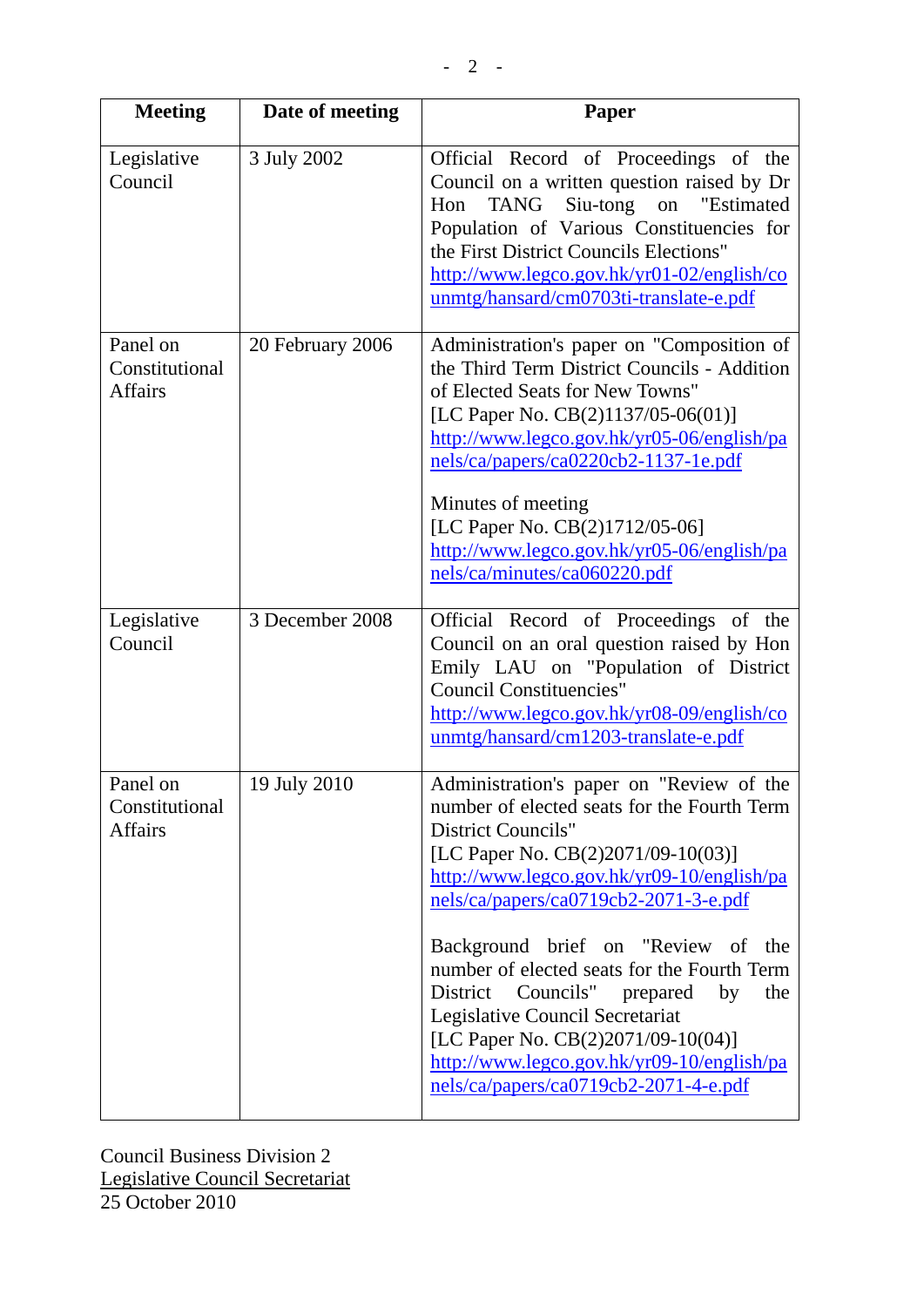| Meeting | Date of meeting | Paper |
|---|---|---|
| Legislative Council | 3 July 2002 | Official Record of Proceedings of the Council on a written question raised by Dr Hon TANG Siu-tong on "Estimated Population of Various Constituencies for the First District Councils Elections" http://www.legco.gov.hk/yr01-02/english/counmtg/hansard/cm0703ti-translate-e.pdf |
| Panel on Constitutional Affairs | 20 February 2006 | Administration's paper on "Composition of the Third Term District Councils - Addition of Elected Seats for New Towns" [LC Paper No. CB(2)1137/05-06(01)] http://www.legco.gov.hk/yr05-06/english/panels/ca/papers/ca0220cb2-1137-1e.pdf <br><br> Minutes of meeting [LC Paper No. CB(2)1712/05-06] http://www.legco.gov.hk/yr05-06/english/panels/ca/minutes/ca060220.pdf |
| Legislative Council | 3 December 2008 | Official Record of Proceedings of the Council on an oral question raised by Hon Emily LAU on "Population of District Council Constituencies" http://www.legco.gov.hk/yr08-09/english/counmtg/hansard/cm1203-translate-e.pdf |
| Panel on Constitutional Affairs | 19 July 2010 | Administration's paper on "Review of the number of elected seats for the Fourth Term District Councils" [LC Paper No. CB(2)2071/09-10(03)] http://www.legco.gov.hk/yr09-10/english/panels/ca/papers/ca0719cb2-2071-3-e.pdf <br><br> Background brief on "Review of the number of elected seats for the Fourth Term District Councils" prepared by the Legislative Council Secretariat [LC Paper No. CB(2)2071/09-10(04)] http://www.legco.gov.hk/yr09-10/english/panels/ca/papers/ca0719cb2-2071-4-e.pdf |

Council Business Division 2
Legislative Council Secretariat
25 October 2010